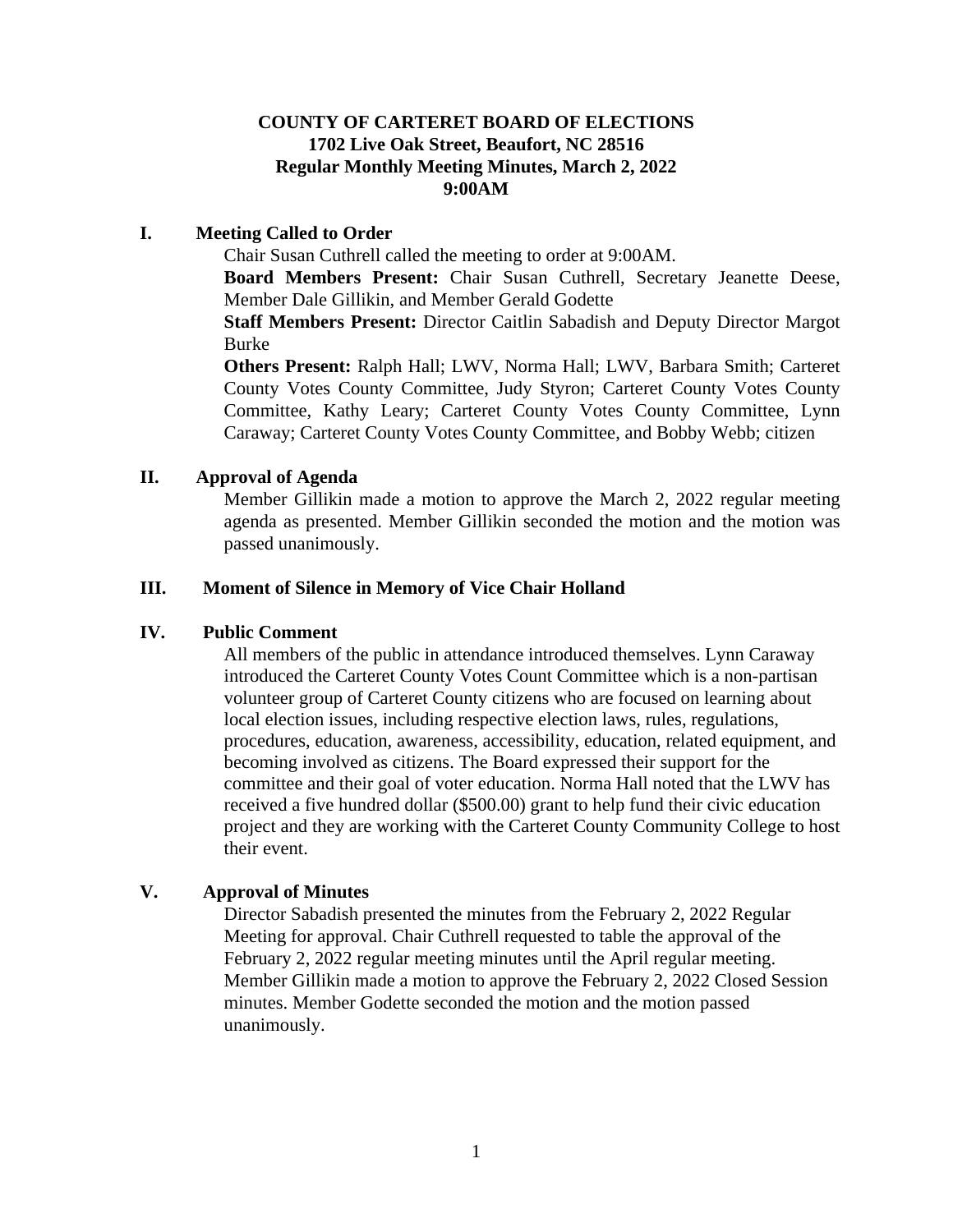# COUNTY OF CARTERET BOARD OF ELECTIONS
## 1702 Live Oak Street, Beaufort, NC 28516
## Regular Monthly Meeting Minutes, March 2, 2022
## 9:00AM

### I. Meeting Called to Order

Chair Susan Cuthrell called the meeting to order at 9:00AM.

**Board Members Present:** Chair Susan Cuthrell, Secretary Jeanette Deese, Member Dale Gillikin, and Member Gerald Godette

**Staff Members Present:** Director Caitlin Sabadish and Deputy Director Margot Burke

**Others Present:** Ralph Hall; LWV, Norma Hall; LWV, Barbara Smith; Carteret County Votes County Committee, Judy Styron; Carteret County Votes County Committee, Kathy Leary; Carteret County Votes County Committee, Lynn Caraway; Carteret County Votes County Committee, and Bobby Webb; citizen

### II. Approval of Agenda

Member Gillikin made a motion to approve the March 2, 2022 regular meeting agenda as presented. Member Gillikin seconded the motion and the motion was passed unanimously.

### III. Moment of Silence in Memory of Vice Chair Holland

### IV. Public Comment

All members of the public in attendance introduced themselves. Lynn Caraway introduced the Carteret County Votes Count Committee which is a non-partisan volunteer group of Carteret County citizens who are focused on learning about local election issues, including respective election laws, rules, regulations, procedures, education, awareness, accessibility, education, related equipment, and becoming involved as citizens. The Board expressed their support for the committee and their goal of voter education. Norma Hall noted that the LWV has received a five hundred dollar ($500.00) grant to help fund their civic education project and they are working with the Carteret County Community College to host their event.

### V. Approval of Minutes

Director Sabadish presented the minutes from the February 2, 2022 Regular Meeting for approval. Chair Cuthrell requested to table the approval of the February 2, 2022 regular meeting minutes until the April regular meeting. Member Gillikin made a motion to approve the February 2, 2022 Closed Session minutes. Member Godette seconded the motion and the motion passed unanimously.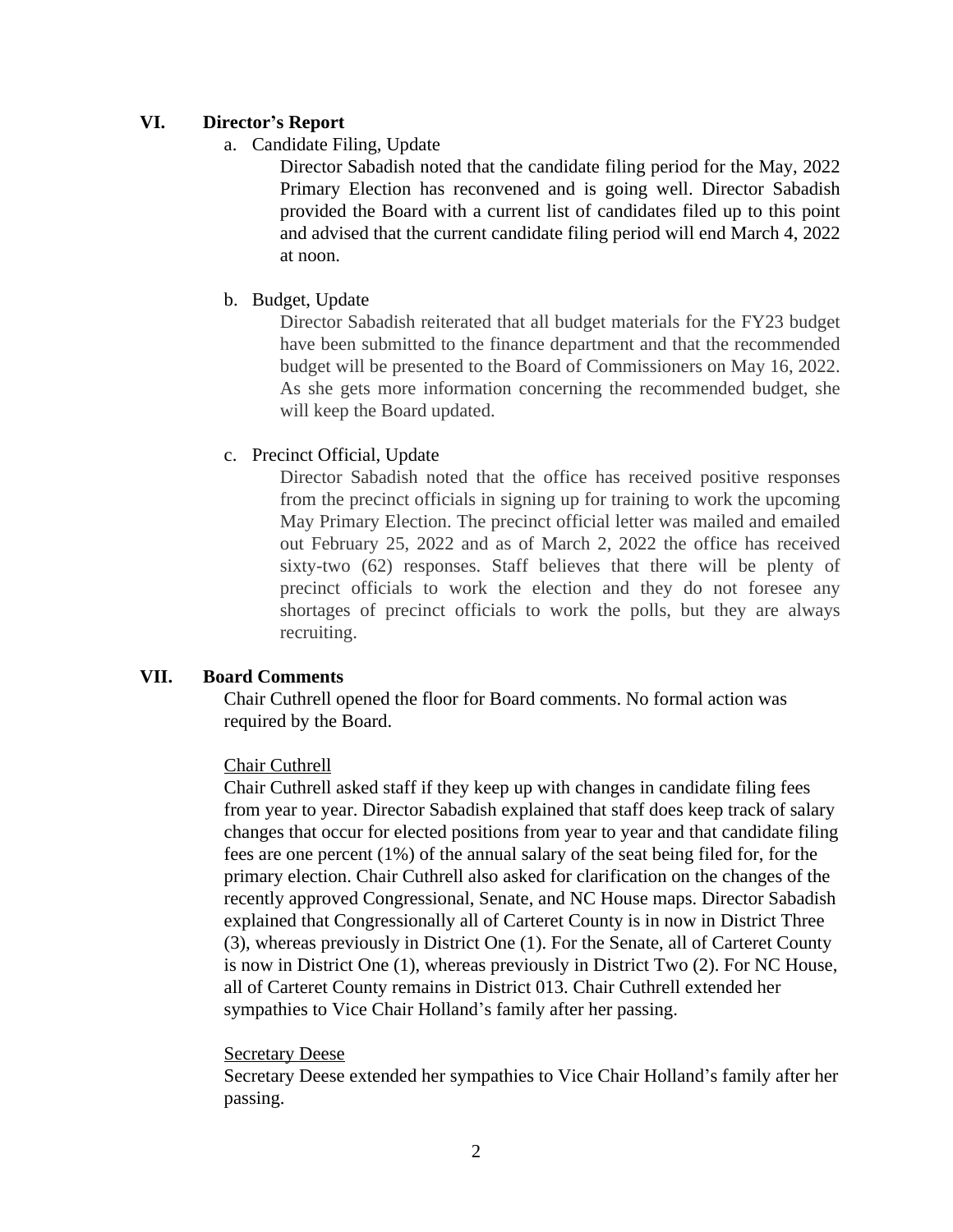## VI. Director's Report

a. Candidate Filing, Update

Director Sabadish noted that the candidate filing period for the May, 2022 Primary Election has reconvened and is going well. Director Sabadish provided the Board with a current list of candidates filed up to this point and advised that the current candidate filing period will end March 4, 2022 at noon.

b. Budget, Update

Director Sabadish reiterated that all budget materials for the FY23 budget have been submitted to the finance department and that the recommended budget will be presented to the Board of Commissioners on May 16, 2022. As she gets more information concerning the recommended budget, she will keep the Board updated.

c. Precinct Official, Update

Director Sabadish noted that the office has received positive responses from the precinct officials in signing up for training to work the upcoming May Primary Election. The precinct official letter was mailed and emailed out February 25, 2022 and as of March 2, 2022 the office has received sixty-two (62) responses. Staff believes that there will be plenty of precinct officials to work the election and they do not foresee any shortages of precinct officials to work the polls, but they are always recruiting.

## VII. Board Comments

Chair Cuthrell opened the floor for Board comments. No formal action was required by the Board.

<u>Chair Cuthrell</u>

Chair Cuthrell asked staff if they keep up with changes in candidate filing fees from year to year. Director Sabadish explained that staff does keep track of salary changes that occur for elected positions from year to year and that candidate filing fees are one percent (1%) of the annual salary of the seat being filed for, for the primary election. Chair Cuthrell also asked for clarification on the changes of the recently approved Congressional, Senate, and NC House maps. Director Sabadish explained that Congressionally all of Carteret County is in now in District Three (3), whereas previously in District One (1). For the Senate, all of Carteret County is now in District One (1), whereas previously in District Two (2). For NC House, all of Carteret County remains in District 013. Chair Cuthrell extended her sympathies to Vice Chair Holland's family after her passing.

<u>Secretary Deese</u>

Secretary Deese extended her sympathies to Vice Chair Holland's family after her passing.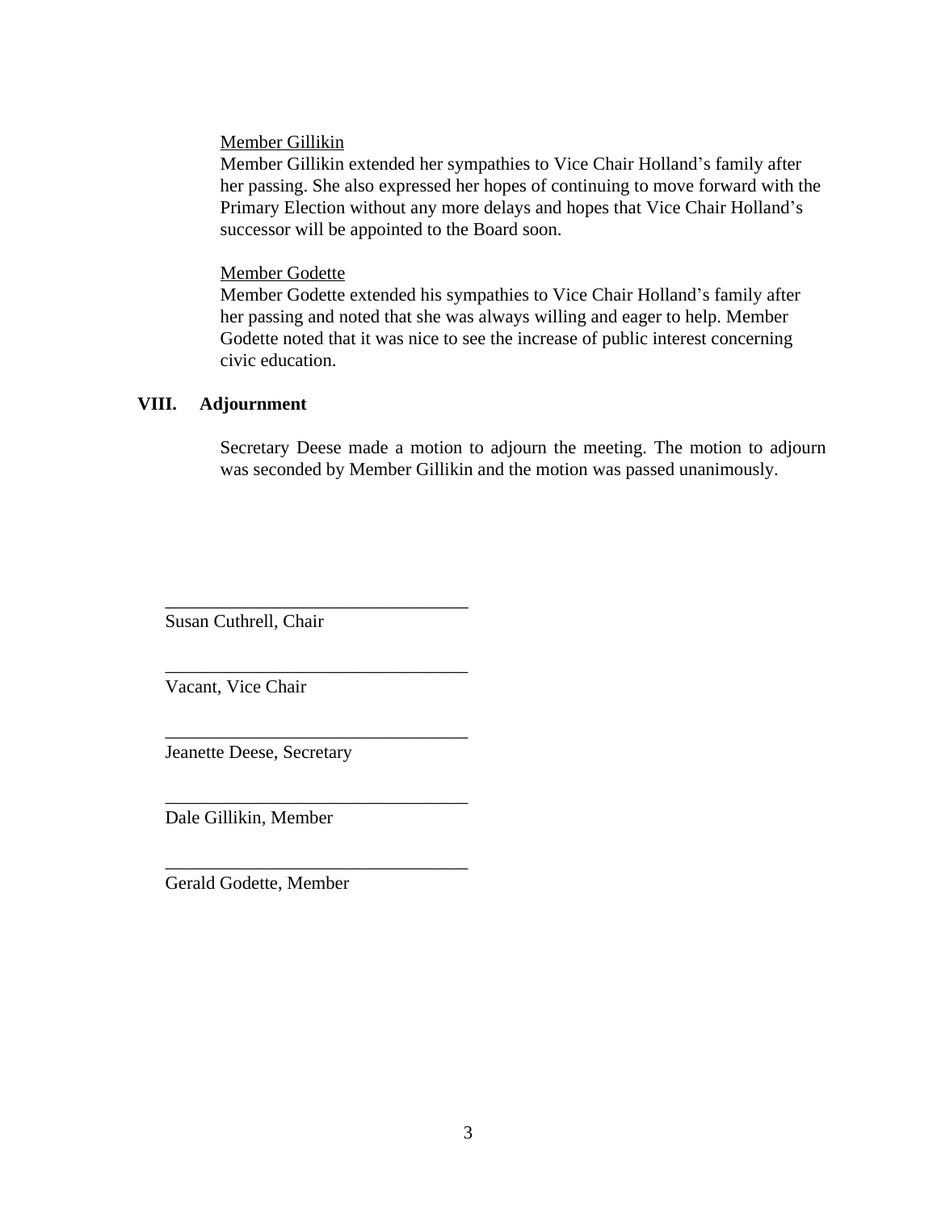<u>Member Gillikin</u>

Member Gillikin extended her sympathies to Vice Chair Holland's family after her passing. She also expressed her hopes of continuing to move forward with the Primary Election without any more delays and hopes that Vice Chair Holland's successor will be appointed to the Board soon.

<u>Member Godette</u>

Member Godette extended his sympathies to Vice Chair Holland's family after her passing and noted that she was always willing and eager to help. Member Godette noted that it was nice to see the increase of public interest concerning civic education.

## VIII. Adjournment

Secretary Deese made a motion to adjourn the meeting. The motion to adjourn was seconded by Member Gillikin and the motion was passed unanimously.

\_\_\_\_\_\_\_\_\_\_\_\_\_\_\_\_\_\_\_\_\_\_\_\_\_\_\_\_\_\_\_\_\_\_
Susan Cuthrell, Chair

\_\_\_\_\_\_\_\_\_\_\_\_\_\_\_\_\_\_\_\_\_\_\_\_\_\_\_\_\_\_\_\_\_\_
Vacant, Vice Chair

\_\_\_\_\_\_\_\_\_\_\_\_\_\_\_\_\_\_\_\_\_\_\_\_\_\_\_\_\_\_\_\_\_\_
Jeanette Deese, Secretary

\_\_\_\_\_\_\_\_\_\_\_\_\_\_\_\_\_\_\_\_\_\_\_\_\_\_\_\_\_\_\_\_\_\_
Dale Gillikin, Member

\_\_\_\_\_\_\_\_\_\_\_\_\_\_\_\_\_\_\_\_\_\_\_\_\_\_\_\_\_\_\_\_\_\_
Gerald Godette, Member